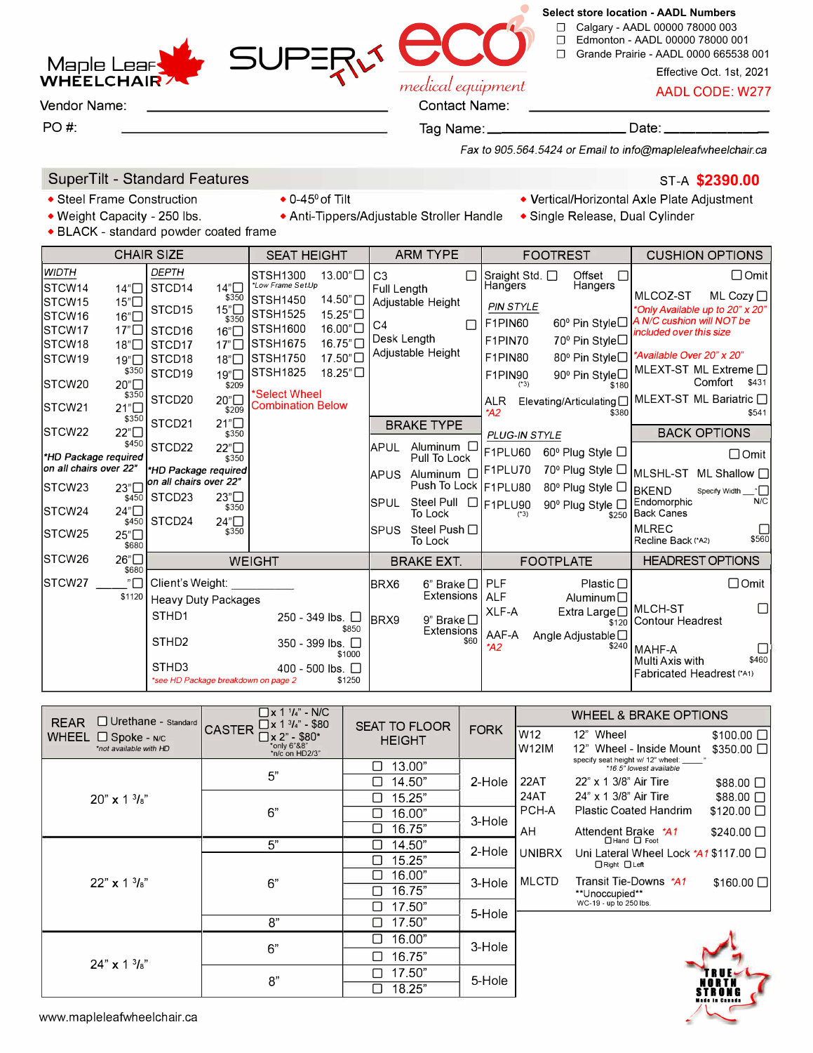Maple Leaf WHEELCHAIR — SUPER TILT — eco medical equipment

**Select store location - AADL Numbers**

- ☐ Calgary - AADL 00000 78000 003
- ☐ Edmonton - AADL 00000 78000 001
- ☐ Grande Prairie - AADL 0000 665538 001

Effective Oct. 1st, 2021

AADL CODE: W277

Vendor Name: ____________________ Contact Name: ____________________

PO #: ____________________ Tag Name: ____________ Date: ____________

*Fax to 905.564.5424 or Email to info@mapleleafwheelchair.ca*

## SuperTilt - Standard Features

ST-A **$2390.00**

- Steel Frame Construction
- Weight Capacity - 250 lbs.
- BLACK - standard powder coated frame
- 0-45° of Tilt
- Anti-Tippers/Adjustable Stroller Handle
- Vertical/Horizontal Axle Plate Adjustment
- Single Release, Dual Cylinder

### CHAIR SIZE

| WIDTH | | | DEPTH | | |
|---|---|---|---|---|---|
| STCW14 | 14" ☐ | | STCD14 | 14" ☐ | |
| STCW15 | 15" ☐ | | STCD15 | 15" ☐ | $350 |
| STCW16 | 16" ☐ | | STCD16 | 16" ☐ | $350 |
| STCW17 | 17" ☐ | | STCD17 | 17" ☐ | |
| STCW18 | 18" ☐ | | STCD18 | 18" ☐ | |
| STCW19 | 19" ☐ | | STCD19 | 19" ☐ | |
| STCW20 | 20" ☐ | $350 | STCD20 | 20" ☐ | $209 |
| STCW21 | 21" ☐ | $350 | STCD21 | 21" ☐ | $209 |
| STCW22 | 22" ☐ | $350 | STCD22 | 22" ☐ | $350 |
| STCW23 | 23" ☐ | $450 | STCD23 | 23" ☐ | $350 |
| STCW24 | 24" ☐ | $450 | STCD24 | 24" ☐ | $350 |
| STCW25 | 25" ☐ | $450 | | | $350 |
| STCW26 | 26" ☐ | $680 | | | |
| STCW27 | ___" ☐ | $680 / $1120 | | | |

*HD Package required on all chairs over 22" (width)

*HD Package required on all chairs over 22" (depth)

### SEAT HEIGHT

| Code | Height | |
|---|---|---|
| STSH1300 (*Low Frame SetUp) | 13.00" ☐ | $350 |
| STSH1450 | 14.50" ☐ | |
| STSH1525 | 15.25" ☐ | |
| STSH1600 | 16.00" ☐ | |
| STSH1675 | 16.75" ☐ | |
| STSH1750 | 17.50" ☐ | |
| STSH1825 | 18.25" ☐ | |

*Select Wheel Combination Below

### WEIGHT

Client's Weight: __________

Heavy Duty Packages

| Code | Weight | Price |
|---|---|---|
| STHD1 | 250 - 349 lbs. ☐ | $850 |
| STHD2 | 350 - 399 lbs. ☐ | $1000 |
| STHD3 | 400 - 500 lbs. ☐ | $1250 |

*see HD Package breakdown on page 2

### ARM TYPE

| Code | Description | |
|---|---|---|
| C3 | Full Length Adjustable Height | ☐ |
| C4 | Desk Length Adjustable Height | ☐ |

### BRAKE TYPE

| Code | Description | |
|---|---|---|
| APUL | Aluminum Pull To Lock | ☐ |
| APUS | Aluminum Push To Lock | ☐ |
| SPUL | Steel Pull To Lock | ☐ |
| SPUS | Steel Push To Lock | ☐ |

### BRAKE EXT.

| Code | Description | Price |
|---|---|---|
| BRX6 | 6" Brake Extensions ☐ | |
| BRX9 | 9" Brake Extensions ☐ | $60 |

### FOOTREST

Sraight Std. Hangers ☐ — Offset Hangers ☐

*PIN STYLE*

| Code | Description | Price |
|---|---|---|
| F1PIN60 | 60° Pin Style ☐ | |
| F1PIN70 | 70° Pin Style ☐ | |
| F1PIN80 | 80° Pin Style ☐ | |
| F1PIN90 (*3) | 90° Pin Style ☐ | $180 |
| ALR *A2 | Elevating/Articulating ☐ | $380 |

*PLUG-IN STYLE*

| Code | Description | Price |
|---|---|---|
| F1PLU60 | 60° Plug Style ☐ | |
| F1PLU70 | 70° Plug Style ☐ | |
| F1PLU80 | 80° Plug Style ☐ | |
| F1PLU90 (*3) | 90° Plug Style ☐ | $250 |

### FOOTPLATE

| Code | Description | Price |
|---|---|---|
| PLF | Plastic ☐ | |
| ALF | Aluminum ☐ | |
| XLF-A | Extra Large ☐ | $120 |
| AAF-A *A2 | Angle Adjustable ☐ | $240 |

### CUSHION OPTIONS

☐ Omit

| Code | Description | Price |
|---|---|---|
| MLCOZ-ST | ML Cozy ☐ | |

*Only Available up to 20" x 20" — A N/C cushion will NOT be included over this size

*Available Over 20" x 20"

| Code | Description | Price |
|---|---|---|
| MLEXT-ST | ML Extreme Comfort ☐ | $431 |
| MLEXT-ST | ML Bariatric ☐ | $541 |

### BACK OPTIONS

☐ Omit

| Code | Description | Price |
|---|---|---|
| MLSHL-ST | ML Shallow ☐ | |
| BKEND | Endomorphic Back Canes — Specify Width ___" ☐ | N/C |
| MLREC | Recline Back (*A2) ☐ | $560 |

### HEADREST OPTIONS

☐ Omit

| Code | Description | Price |
|---|---|---|
| MLCH-ST | Contour Headrest ☐ | |
| MAHF-A | Multi Axis with Fabricated Headrest (*A1) ☐ | $460 |

### REAR WHEEL / CASTER / SEAT TO FLOOR HEIGHT / FORK

REAR WHEEL: ☐ Urethane - Standard; ☐ Spoke - N/C (*not available with HD)

CASTER: ☐ x 1 1/4" - N/C; ☐ x 1 3/4" - $80; ☐ x 2" - $80* (*only 6"&8"; *n/c on HD2/3")

| REAR WHEEL | CASTER | SEAT TO FLOOR HEIGHT | FORK |
|---|---|---|---|
| 20" x 1 3/8" | 5" | ☐ 13.00" | 2-Hole |
| | | ☐ 14.50" | 2-Hole |
| | 6" | ☐ 15.25" | 2-Hole |
| | | ☐ 16.00" | 3-Hole |
| | | ☐ 16.75" | 3-Hole |
| 22" x 1 3/8" | 5" | ☐ 14.50" | 2-Hole |
| | 6" | ☐ 15.25" | 2-Hole |
| | | ☐ 16.00" | 3-Hole |
| | | ☐ 16.75" | 3-Hole |
| | | ☐ 17.50" | 5-Hole |
| | 8" | ☐ 17.50" | 5-Hole |
| 24" x 1 3/8" | 6" | ☐ 16.00" | 3-Hole |
| | | ☐ 16.75" | 3-Hole |
| | 8" | ☐ 17.50" | 5-Hole |
| | | ☐ 18.25" | 5-Hole |

### WHEEL & BRAKE OPTIONS

| Code | Description | Price |
|---|---|---|
| W12 | 12" Wheel | $100.00 ☐ |
| W12IM | 12" Wheel - Inside Mount (specify seat height w/ 12" wheel: _____" *16.5" lowest available) | $350.00 ☐ |
| 22AT | 22" x 1 3/8" Air Tire | $88.00 ☐ |
| 24AT | 24" x 1 3/8" Air Tire | $88.00 ☐ |
| PCH-A | Plastic Coated Handrim | $120.00 ☐ |
| AH | Attendent Brake *A1 (☐ Hand ☐ Foot) | $240.00 ☐ |
| UNIBRX | Uni Lateral Wheel Lock *A1 (☐ Right ☐ Left) | $117.00 ☐ |
| MLCTD | Transit Tie-Downs *A1 **Unoccupied** WC-19 - up to 250 lbs. | $160.00 ☐ |

www.mapleleafwheelchair.ca

TRUE NORTH STRONG — Made in Canada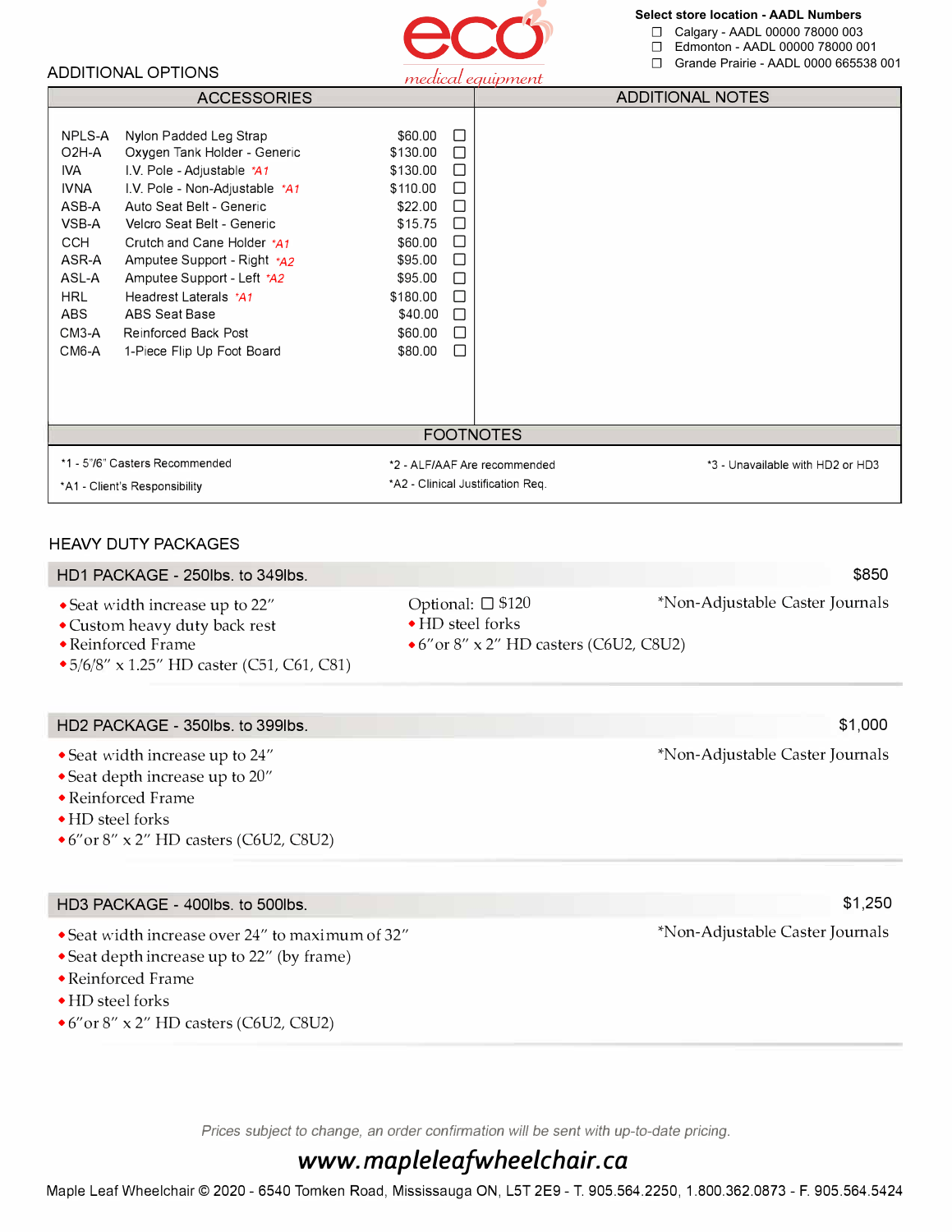eco medical equipment

**Select store location - AADL Numbers**

- ☐ Calgary - AADL 00000 78000 003
- ☐ Edmonton - AADL 00000 78000 001
- ☐ Grande Prairie - AADL 0000 665538 001

ADDITIONAL OPTIONS

| ACCESSORIES | | | | ADDITIONAL NOTES |
|---|---|---|---|---|
| NPLS-A | Nylon Padded Leg Strap | $60.00 | ☐ | |
| O2H-A | Oxygen Tank Holder - Generic | $130.00 | ☐ | |
| IVA | I.V. Pole - Adjustable *A1 | $130.00 | ☐ | |
| IVNA | I.V. Pole - Non-Adjustable *A1 | $110.00 | ☐ | |
| ASB-A | Auto Seat Belt - Generic | $22.00 | ☐ | |
| VSB-A | Velcro Seat Belt - Generic | $15.75 | ☐ | |
| CCH | Crutch and Cane Holder *A1 | $60.00 | ☐ | |
| ASR-A | Amputee Support - Right *A2 | $95.00 | ☐ | |
| ASL-A | Amputee Support - Left *A2 | $95.00 | ☐ | |
| HRL | Headrest Laterals *A1 | $180.00 | ☐ | |
| ABS | ABS Seat Base | $40.00 | ☐ | |
| CM3-A | Reinforced Back Post | $60.00 | ☐ | |
| CM6-A | 1-Piece Flip Up Foot Board | $80.00 | ☐ | |

**FOOTNOTES**

| | | |
|---|---|---|
| *1 - 5"/6" Casters Recommended | *2 - ALF/AAF Are recommended | *3 - Unavailable with HD2 or HD3 |
| *A1 - Client's Responsibility | *A2 - Clinical Justification Req. | |

## HEAVY DUTY PACKAGES

### HD1 PACKAGE - 250lbs. to 349lbs. — $850

- Seat width increase up to 22"
- Custom heavy duty back rest
- Reinforced Frame
- 5/6/8" x 1.25" HD caster (C51, C61, C81)

Optional: ☐ $120

- HD steel forks
- 6"or 8" x 2" HD casters (C6U2, C8U2)

*Non-Adjustable Caster Journals

### HD2 PACKAGE - 350lbs. to 399lbs. — $1,000

- Seat width increase up to 24"
- Seat depth increase up to 20"
- Reinforced Frame
- HD steel forks
- 6"or 8" x 2" HD casters (C6U2, C8U2)

*Non-Adjustable Caster Journals

### HD3 PACKAGE - 400lbs. to 500lbs. — $1,250

- Seat width increase over 24" to maximum of 32"
- Seat depth increase up to 22" (by frame)
- Reinforced Frame
- HD steel forks
- 6"or 8" x 2" HD casters (C6U2, C8U2)

*Non-Adjustable Caster Journals

*Prices subject to change, an order confirmation will be sent with up-to-date pricing.*

***www.mapleleafwheelchair.ca***

Maple Leaf Wheelchair © 2020 - 6540 Tomken Road, Mississauga ON, L5T 2E9 - T. 905.564.2250, 1.800.362.0873 - F. 905.564.5424